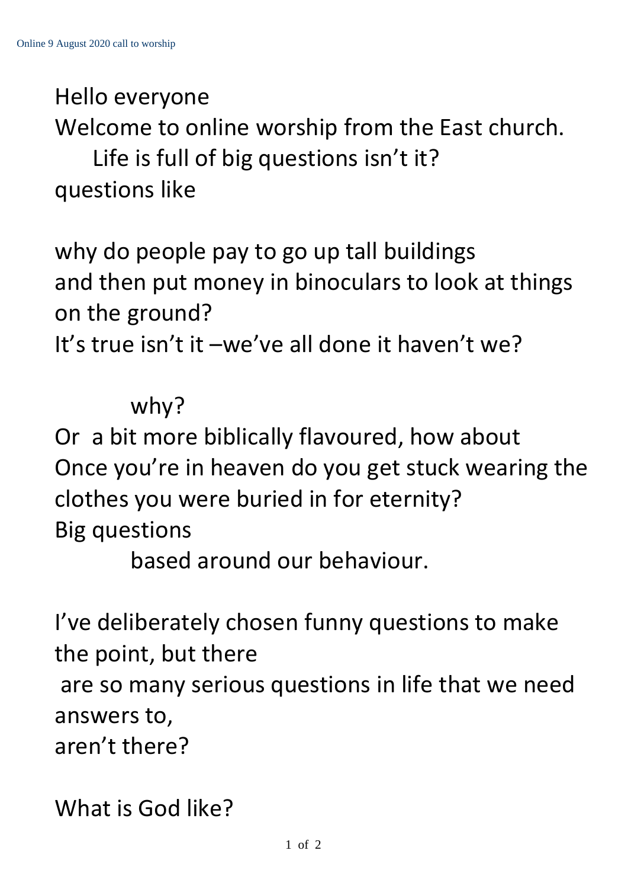Hello everyone

Welcome to online worship from the East church.

Life is full of big questions isn't it?

questions like

why do people pay to go up tall buildings
and then put money in binoculars to look at things on the ground?

It's true isn't it –we've all done it haven't we?

why?

Or a bit more biblically flavoured, how about

Once you're in heaven do you get stuck wearing the clothes you were buried in for eternity?

Big questions

based around our behaviour.

I've deliberately chosen funny questions to make the point, but there
are so many serious questions in life that we need answers to,
aren't there?

What is God like?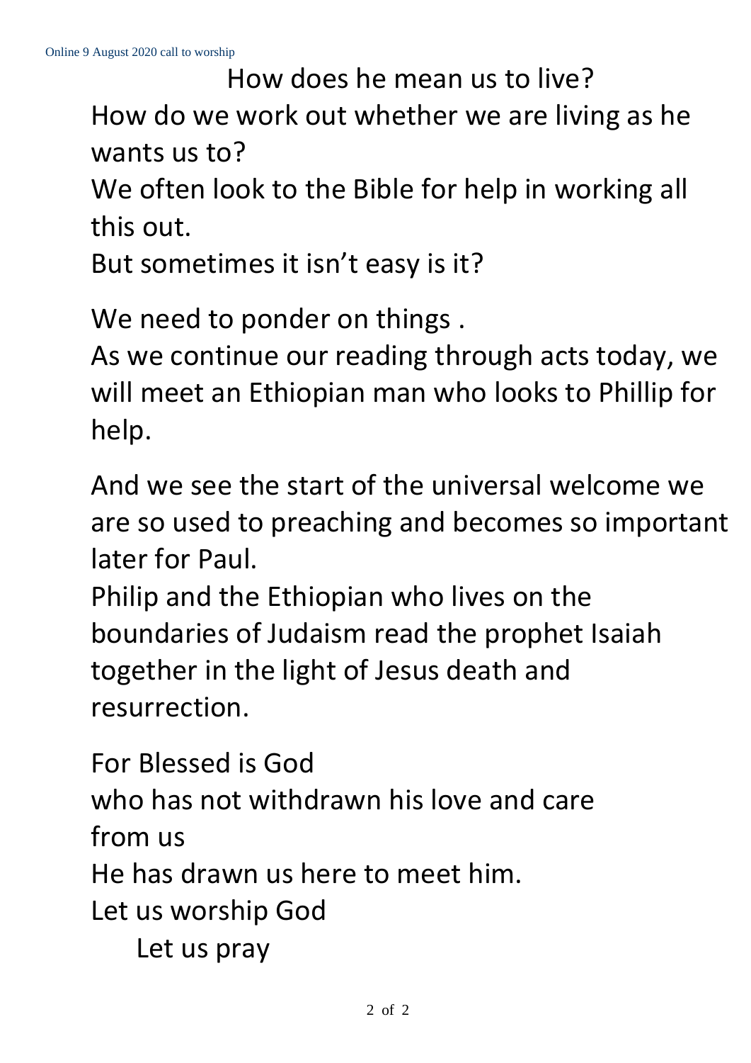How does he mean us to live?

How do we work out whether we are living as he wants us to?

We often look to the Bible for help in working all this out.

But sometimes it isn't easy is it?

We need to ponder on things .

As we continue our reading through acts today, we will meet an Ethiopian man who looks to Phillip for help.

And we see the start of the universal welcome we are so used to preaching and becomes so important later for Paul.

Philip and the Ethiopian who lives on the boundaries of Judaism read the prophet Isaiah together in the light of Jesus death and resurrection.

For Blessed is God
who has not withdrawn his love and care from us
He has drawn us here to meet him.
Let us worship God

Let us pray